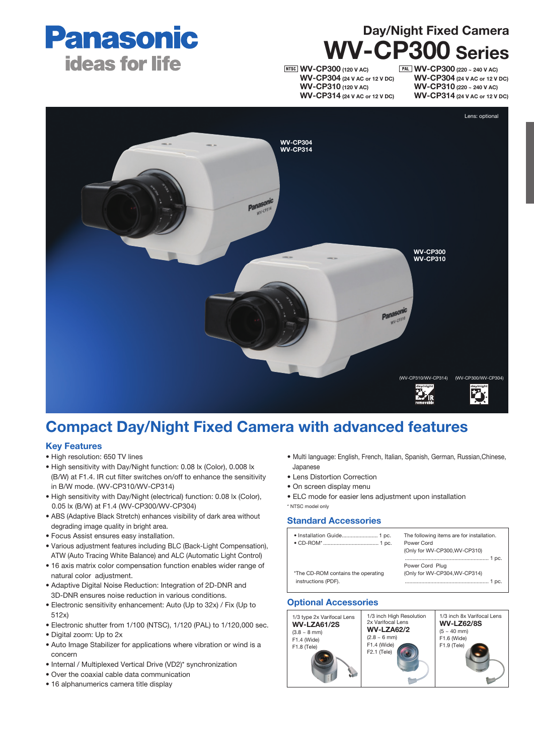# Day/Night Fixed Camera WV-CP300 Series

NTSC
**WV-CP300** (120 V AC)
**WV-CP304** (24 V AC or 12 V DC)
**WV-CP310** (120 V AC)
**WV-CP314** (24 V AC or 12 V DC)

PAL
**WV-CP300** (220 ~ 240 V AC)
**WV-CP304** (24 V AC or 12 V DC)
**WV-CP310** (220 ~ 240 V AC)
**WV-CP314** (24 V AC or 12 V DC)

Lens: optional

WV-CP304
WV-CP314

WV-CP300
WV-CP310

(WV-CP310/WV-CP314) (WV-CP300/WV-CP304)

## Compact Day/Night Fixed Camera with advanced features

### Key Features

- High resolution: 650 TV lines
- High sensitivity with Day/Night function: 0.08 lx (Color), 0.008 lx (B/W) at F1.4. IR cut filter switches on/off to enhance the sensitivity in B/W mode. (WV-CP310/WV-CP314)
- High sensitivity with Day/Night (electrical) function: 0.08 lx (Color), 0.05 lx (B/W) at F1.4 (WV-CP300/WV-CP304)
- ABS (Adaptive Black Stretch) enhances visibility of dark area without degrading image quality in bright area.
- Focus Assist ensures easy installation.
- Various adjustment features including BLC (Back-Light Compensation), ATW (Auto Tracing White Balance) and ALC (Automatic Light Control)
- 16 axis matrix color compensation function enables wider range of natural color adjustment.
- Adaptive Digital Noise Reduction: Integration of 2D-DNR and 3D-DNR ensures noise reduction in various conditions.
- Electronic sensitivity enhancement: Auto (Up to 32x) / Fix (Up to 512x)
- Electronic shutter from 1/100 (NTSC), 1/120 (PAL) to 1/120,000 sec.
- Digital zoom: Up to 2x
- Auto Image Stabilizer for applications where vibration or wind is a concern
- Internal / Multiplexed Vertical Drive (VD2)* synchronization
- Over the coaxial cable data communication
- 16 alphanumerics camera title display
- Multi language: English, French, Italian, Spanish, German, Russian,Chinese, Japanese
- Lens Distortion Correction
- On screen display menu
- ELC mode for easier lens adjustment upon installation

* NTSC model only

### Standard Accessories

| | |
|---|---|
| • Installation Guide........................ 1 pc.<br>• CD-ROM*..................................... 1 pc.<br><br>*The CD-ROM contains the operating instructions (PDF). | The following items are for installation.<br>Power Cord<br>(Only for WV-CP300,WV-CP310)<br>........................................................ 1 pc.<br>Power Cord Plug<br>(Only for WV-CP304,WV-CP314)<br>........................................................ 1 pc. |

### Optional Accessories

| 1/3 type 2x Varifocal Lens | 1/3 inch High Resolution 2x Varifocal Lens | 1/3 inch 8x Varifocal Lens |
|---|---|---|
| **WV-LZA61/2S** | **WV-LZA62/2** | **WV-LZ62/8S** |
| (3.8 ~ 8 mm)<br>F1.4 (Wide)<br>F1.8 (Tele) | (2.8 ~ 6 mm)<br>F1.4 (Wide)<br>F2.1 (Tele) | (5 ~ 40 mm)<br>F1.6 (Wide)<br>F1.9 (Tele) |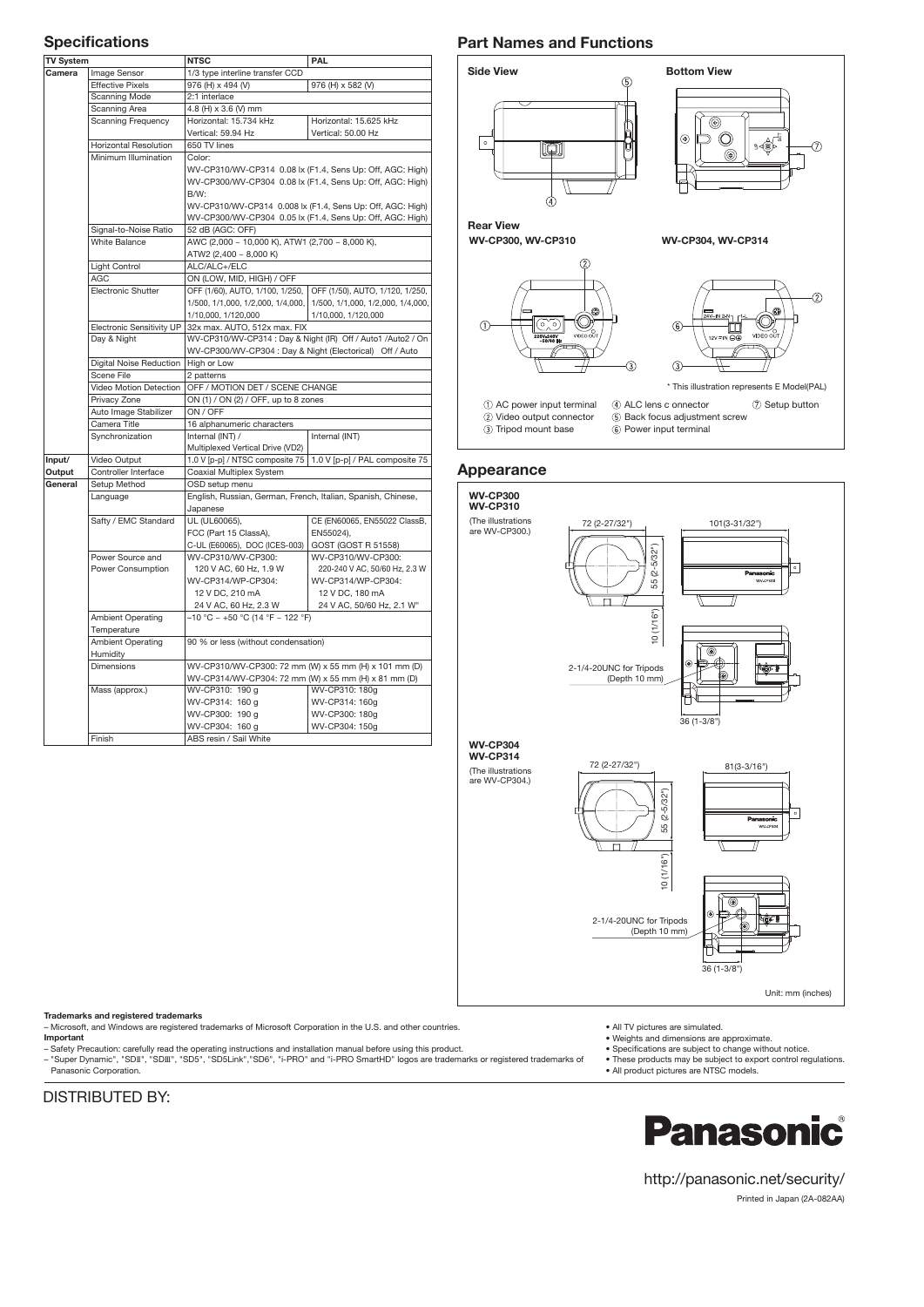## Specifications

| TV System | | NTSC | PAL |
|---|---|---|---|
| Camera | Image Sensor | 1/3 type interline transfer CCD | |
| | Effective Pixels | 976 (H) x 494 (V) | 976 (H) x 582 (V) |
| | Scanning Mode | 2:1 interlace | |
| | Scanning Area | 4.8 (H) x 3.6 (V) mm | |
| | Scanning Frequency | Horizontal: 15.734 kHz<br>Vertical: 59.94 Hz | Horizontal: 15.625 kHz<br>Vertical: 50.00 Hz |
| | Horizontal Resolution | 650 TV lines | |
| | Minimum Illumination | Color:<br>WV-CP310/WV-CP314 0.08 lx (F1.4, Sens Up: Off, AGC: High)<br>WV-CP300/WV-CP304 0.08 lx (F1.4, Sens Up: Off, AGC: High)<br>B/W:<br>WV-CP310/WV-CP314 0.008 lx (F1.4, Sens Up: Off, AGC: High)<br>WV-CP300/WV-CP304 0.05 lx (F1.4, Sens Up: Off, AGC: High) | |
| | Signal-to-Noise Ratio | 52 dB (AGC: OFF) | |
| | White Balance | AWC (2,000 – 10,000 K), ATW1 (2,700 – 8,000 K), ATW2 (2,400 – 8,000 K) | |
| | Light Control | ALC/ALC+/ELC | |
| | AGC | ON (LOW, MID, HIGH) / OFF | |
| | Electronic Shutter | OFF (1/60), AUTO, 1/100, 1/250, 1/500, 1/1,000, 1/2,000, 1/4,000, 1/10,000, 1/120,000 | OFF (1/50), AUTO, 1/120, 1/250, 1/500, 1/1,000, 1/2,000, 1/4,000, 1/10,000, 1/120,000 |
| | Electronic Sensitivity UP | 32x max. AUTO, 512x max. FIX | |
| | Day & Night | WV-CP310/WV-CP314 : Day & Night (IR) Off / Auto1 /Auto2 / On<br>WV-CP300/WV-CP304 : Day & Night (Electorical) Off / Auto | |
| | Digital Noise Reduction | High or Low | |
| | Scene File | 2 patterns | |
| | Video Motion Detection | OFF / MOTION DET / SCENE CHANGE | |
| | Privacy Zone | ON (1) / ON (2) / OFF, up to 8 zones | |
| | Auto Image Stabilizer | ON / OFF | |
| | Camera Title | 16 alphanumeric characters | |
| | Synchronization | Internal (INT) /<br>Multiplexed Vertical Drive (VD2) | Internal (INT) |
| Input/ Output | Video Output | 1.0 V [p-p] / NTSC composite 75 | 1.0 V [p-p] / PAL composite 75 |
| | Controller Interface | Coaxial Multiplex System | |
| General | Setup Method | OSD setup menu | |
| | Language | English, Russian, German, French, Italian, Spanish, Chinese, Japanese | |
| | Safty / EMC Standard | UL (UL60065),<br>FCC (Part 15 ClassA),<br>C-UL (E60065), DOC (ICES-003) | CE (EN60065, EN55022 ClassB, EN55024),<br>GOST (GOST R 51558) |
| | Power Source and Power Consumption | WV-CP310/WV-CP300:<br>120 V AC, 60 Hz, 1.9 W<br>WV-CP314/WP-CP304:<br>12 V DC, 210 mA<br>24 V AC, 60 Hz, 2.3 W | WV-CP310/WV-CP300:<br>220-240 V AC, 50/60 Hz, 2.3 W<br>WV-CP314/WP-CP304:<br>12 V DC, 180 mA<br>24 V AC, 50/60 Hz, 2.1 W" |
| | Ambient Operating Temperature | –10 °C – +50 °C (14 °F – 122 °F) | |
| | Ambient Operating Humidity | 90 % or less (without condensation) | |
| | Dimensions | WV-CP310/WV-CP300: 72 mm (W) x 55 mm (H) x 101 mm (D)<br>WV-CP314/WV-CP304: 72 mm (W) x 55 mm (H) x 81 mm (D) | |
| | Mass (approx.) | WV-CP310: 190 g<br>WV-CP314: 160 g<br>WV-CP300: 190 g<br>WV-CP304: 160 g | WV-CP310: 180g<br>WV-CP314: 160g<br>WV-CP300: 180g<br>WV-CP304: 150g |
| | Finish | ABS resin / Sail White | |

## Part Names and Functions

**Side View**

**Bottom View**

**Rear View**

**WV-CP300, WV-CP310**

**WV-CP304, WV-CP314**

\* This illustration represents E Model(PAL)

① AC power input terminal
② Video output connector
③ Tripod mount base
④ ALC lens c onnector
⑤ Back focus adjustment screw
⑥ Power input terminal
⑦ Setup button

## Appearance

**WV-CP300**
**WV-CP310**
(The illustrations are WV-CP300.)

72 (2-27/32")
101(3-31/32")
55 (2-5/32")
10 (1/16")
2-1/4-20UNC for Tripods (Depth 10 mm)
36 (1-3/8")

**WV-CP304**
**WV-CP314**
(The illustrations are WV-CP304.)

72 (2-27/32")
81(3-3/16")
55 (2-5/32")
10 (1/16")
2-1/4-20UNC for Tripods (Depth 10 mm)
36 (1-3/8")

Unit: mm (inches)

**Trademarks and registered trademarks**
– Microsoft, and Windows are registered trademarks of Microsoft Corporation in the U.S. and other countries.
**Important**
– Safety Precaution: carefully read the operating instructions and installation manual before using this product.
– "Super Dynamic", "SDII", "SDIII", "SD5", "SD5Link","SD6", "i-PRO" and "i-PRO SmartHD" logos are trademarks or registered trademarks of Panasonic Corporation.

- All TV pictures are simulated.
- Weights and dimensions are approximate.
- Specifications are subject to change without notice.
- These products may be subject to export control regulations.
- All product pictures are NTSC models.

DISTRIBUTED BY:

Panasonic®

http://panasonic.net/security/

Printed in Japan (2A-082AA)